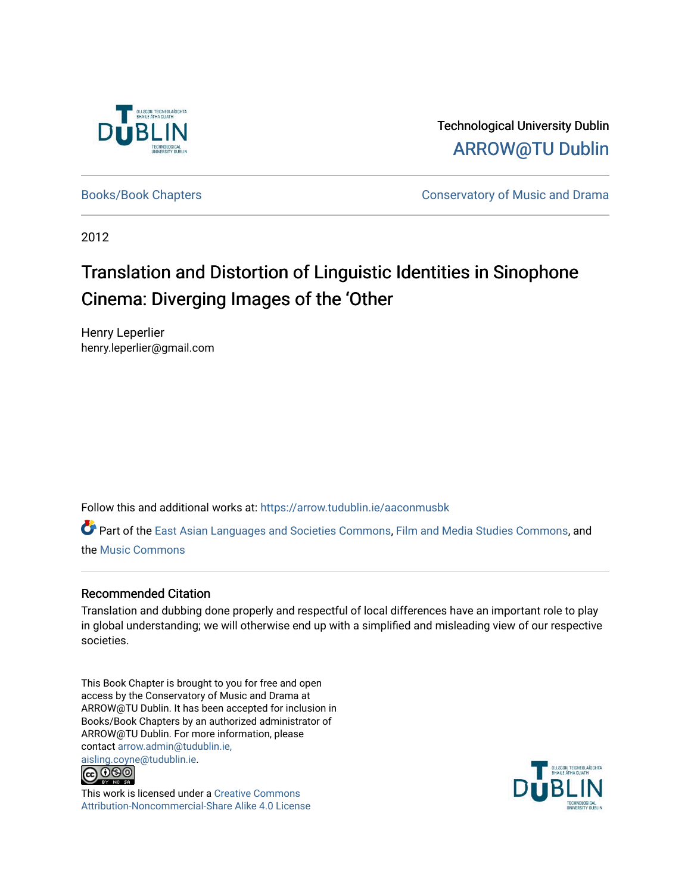Technological University Dublin

ARROW@TU Dublin

Books/Book Chapters

Conservatory of Music and Drama

2012

# Translation and Distortion of Linguistic Identities in Sinophone Cinema: Diverging Images of the 'Other

Henry Leperlier
henry.leperlier@gmail.com

Follow this and additional works at: https://arrow.tudublin.ie/aaconmusbk

Part of the East Asian Languages and Societies Commons, Film and Media Studies Commons, and the Music Commons

## Recommended Citation

Translation and dubbing done properly and respectful of local differences have an important role to play in global understanding; we will otherwise end up with a simplified and misleading view of our respective societies.

This Book Chapter is brought to you for free and open access by the Conservatory of Music and Drama at ARROW@TU Dublin. It has been accepted for inclusion in Books/Book Chapters by an authorized administrator of ARROW@TU Dublin. For more information, please contact arrow.admin@tudublin.ie, aisling.coyne@tudublin.ie.

This work is licensed under a Creative Commons Attribution-Noncommercial-Share Alike 4.0 License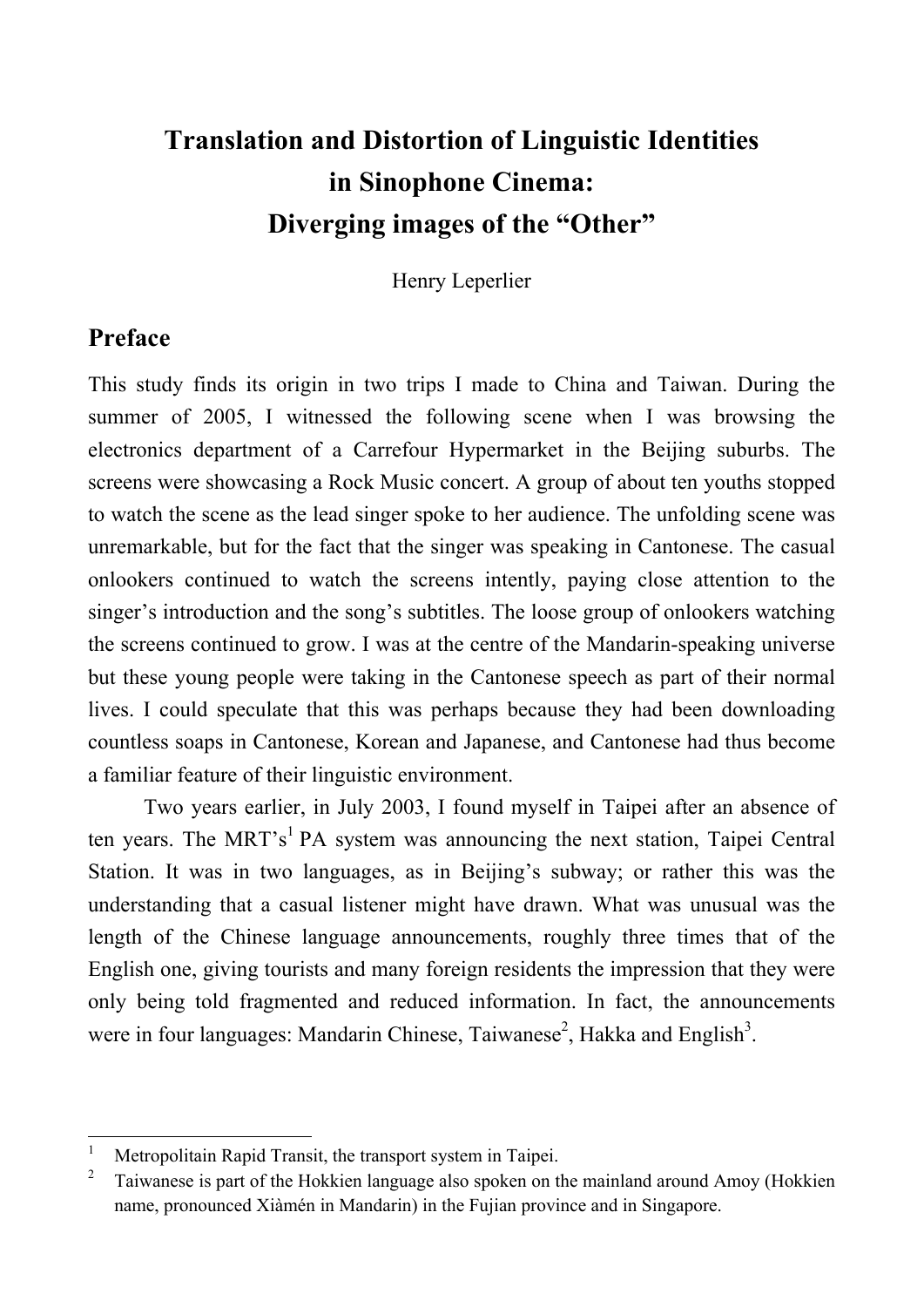# Translation and Distortion of Linguistic Identities in Sinophone Cinema: Diverging images of the "Other"

Henry Leperlier

## Preface

This study finds its origin in two trips I made to China and Taiwan. During the summer of 2005, I witnessed the following scene when I was browsing the electronics department of a Carrefour Hypermarket in the Beijing suburbs. The screens were showcasing a Rock Music concert. A group of about ten youths stopped to watch the scene as the lead singer spoke to her audience. The unfolding scene was unremarkable, but for the fact that the singer was speaking in Cantonese. The casual onlookers continued to watch the screens intently, paying close attention to the singer's introduction and the song's subtitles. The loose group of onlookers watching the screens continued to grow. I was at the centre of the Mandarin-speaking universe but these young people were taking in the Cantonese speech as part of their normal lives. I could speculate that this was perhaps because they had been downloading countless soaps in Cantonese, Korean and Japanese, and Cantonese had thus become a familiar feature of their linguistic environment.

Two years earlier, in July 2003, I found myself in Taipei after an absence of ten years. The MRT's[1] PA system was announcing the next station, Taipei Central Station. It was in two languages, as in Beijing's subway; or rather this was the understanding that a casual listener might have drawn. What was unusual was the length of the Chinese language announcements, roughly three times that of the English one, giving tourists and many foreign residents the impression that they were only being told fragmented and reduced information. In fact, the announcements were in four languages: Mandarin Chinese, Taiwanese[2], Hakka and English[3].

---

[1] Metropolitain Rapid Transit, the transport system in Taipei.

[2] Taiwanese is part of the Hokkien language also spoken on the mainland around Amoy (Hokkien name, pronounced Xiàmén in Mandarin) in the Fujian province and in Singapore.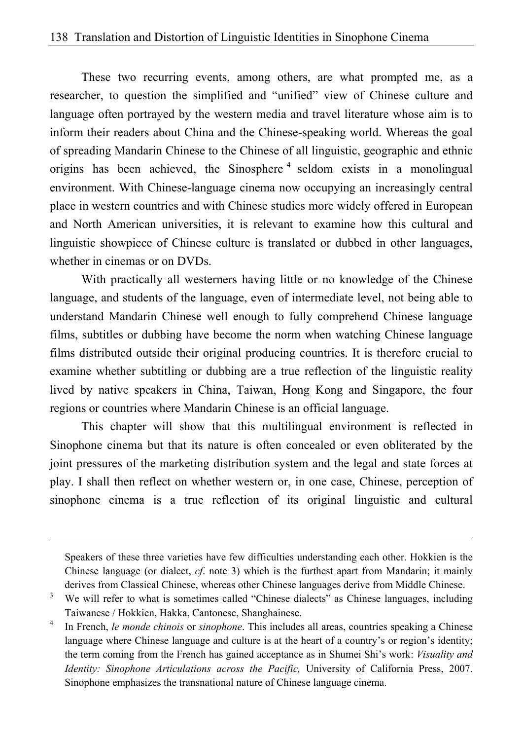These two recurring events, among others, are what prompted me, as a researcher, to question the simplified and "unified" view of Chinese culture and language often portrayed by the western media and travel literature whose aim is to inform their readers about China and the Chinese-speaking world. Whereas the goal of spreading Mandarin Chinese to the Chinese of all linguistic, geographic and ethnic origins has been achieved, the Sinosphere [4] seldom exists in a monolingual environment. With Chinese-language cinema now occupying an increasingly central place in western countries and with Chinese studies more widely offered in European and North American universities, it is relevant to examine how this cultural and linguistic showpiece of Chinese culture is translated or dubbed in other languages, whether in cinemas or on DVDs.

With practically all westerners having little or no knowledge of the Chinese language, and students of the language, even of intermediate level, not being able to understand Mandarin Chinese well enough to fully comprehend Chinese language films, subtitles or dubbing have become the norm when watching Chinese language films distributed outside their original producing countries. It is therefore crucial to examine whether subtitling or dubbing are a true reflection of the linguistic reality lived by native speakers in China, Taiwan, Hong Kong and Singapore, the four regions or countries where Mandarin Chinese is an official language.

This chapter will show that this multilingual environment is reflected in Sinophone cinema but that its nature is often concealed or even obliterated by the joint pressures of the marketing distribution system and the legal and state forces at play. I shall then reflect on whether western or, in one case, Chinese, perception of sinophone cinema is a true reflection of its original linguistic and cultural

---

Speakers of these three varieties have few difficulties understanding each other. Hokkien is the Chinese language (or dialect, *cf*. note 3) which is the furthest apart from Mandarin; it mainly derives from Classical Chinese, whereas other Chinese languages derive from Middle Chinese.

[3] We will refer to what is sometimes called "Chinese dialects" as Chinese languages, including Taiwanese / Hokkien, Hakka, Cantonese, Shanghainese.

[4] In French, *le monde chinois* or *sinophone*. This includes all areas, countries speaking a Chinese language where Chinese language and culture is at the heart of a country's or region's identity; the term coming from the French has gained acceptance as in Shumei Shi's work: *Visuality and Identity: Sinophone Articulations across the Pacific,* University of California Press, 2007. Sinophone emphasizes the transnational nature of Chinese language cinema.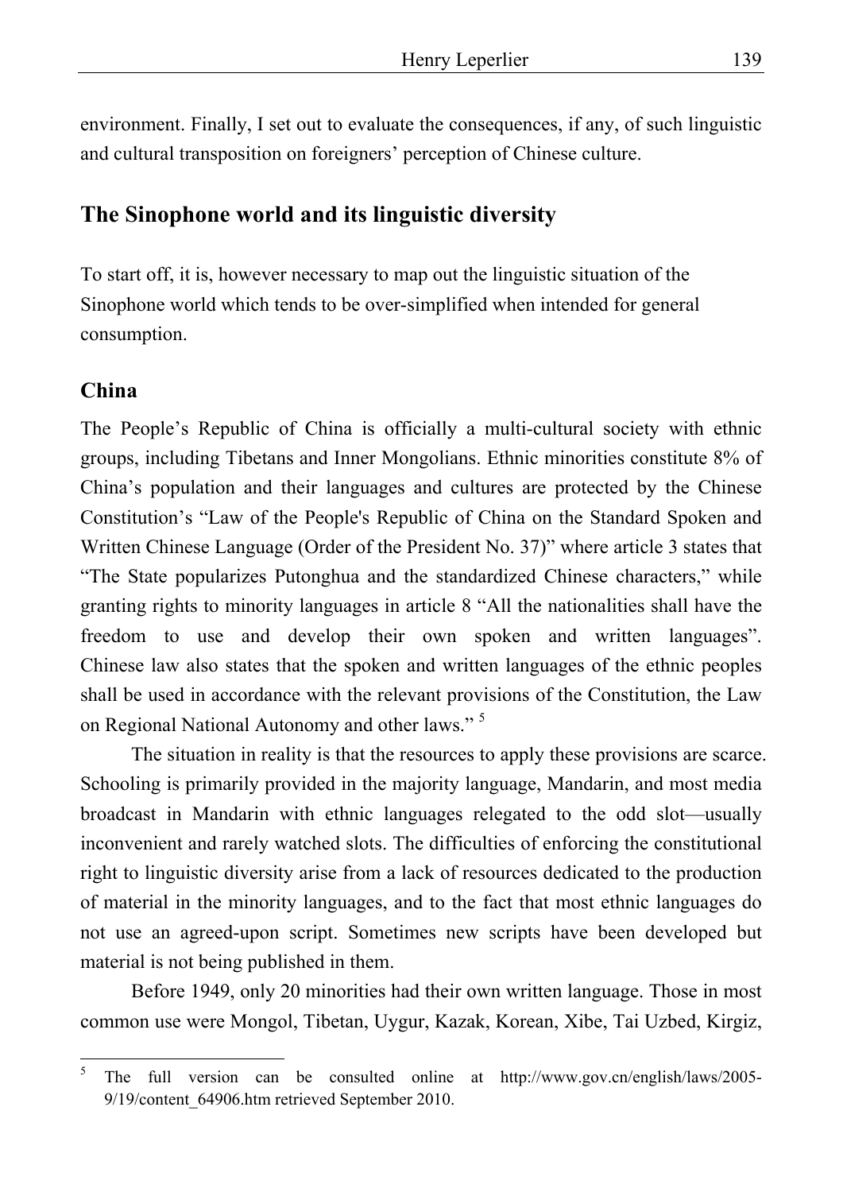environment. Finally, I set out to evaluate the consequences, if any, of such linguistic and cultural transposition on foreigners' perception of Chinese culture.

## The Sinophone world and its linguistic diversity

To start off, it is, however necessary to map out the linguistic situation of the Sinophone world which tends to be over-simplified when intended for general consumption.

### China

The People's Republic of China is officially a multi-cultural society with ethnic groups, including Tibetans and Inner Mongolians. Ethnic minorities constitute 8% of China's population and their languages and cultures are protected by the Chinese Constitution's "Law of the People's Republic of China on the Standard Spoken and Written Chinese Language (Order of the President No. 37)" where article 3 states that "The State popularizes Putonghua and the standardized Chinese characters," while granting rights to minority languages in article 8 "All the nationalities shall have the freedom to use and develop their own spoken and written languages". Chinese law also states that the spoken and written languages of the ethnic peoples shall be used in accordance with the relevant provisions of the Constitution, the Law on Regional National Autonomy and other laws." [5]

The situation in reality is that the resources to apply these provisions are scarce. Schooling is primarily provided in the majority language, Mandarin, and most media broadcast in Mandarin with ethnic languages relegated to the odd slot—usually inconvenient and rarely watched slots. The difficulties of enforcing the constitutional right to linguistic diversity arise from a lack of resources dedicated to the production of material in the minority languages, and to the fact that most ethnic languages do not use an agreed-upon script. Sometimes new scripts have been developed but material is not being published in them.

Before 1949, only 20 minorities had their own written language. Those in most common use were Mongol, Tibetan, Uygur, Kazak, Korean, Xibe, Tai Uzbed, Kirgiz,

---

[5] The full version can be consulted online at http://www.gov.cn/english/laws/2005-9/19/content_64906.htm retrieved September 2010.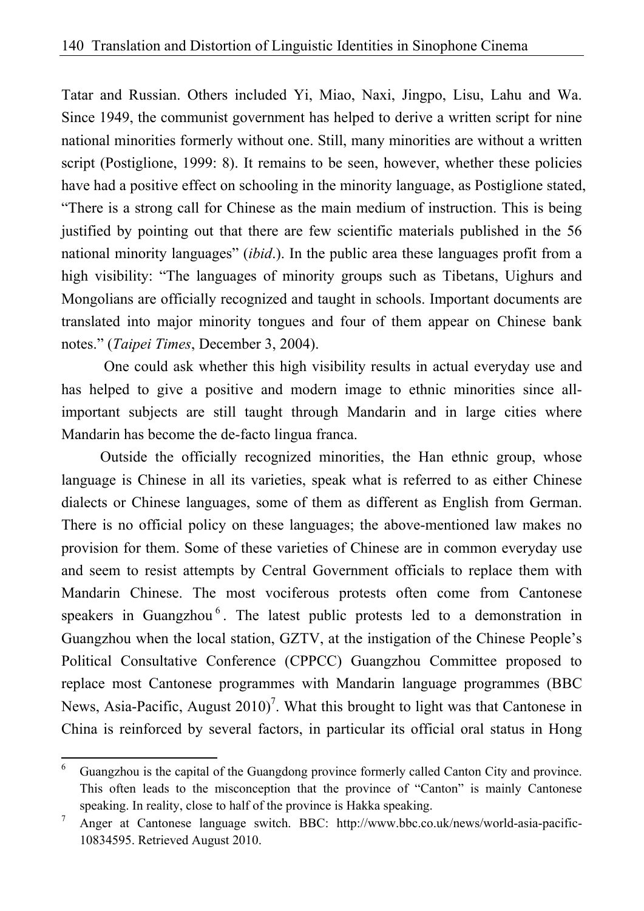Tatar and Russian. Others included Yi, Miao, Naxi, Jingpo, Lisu, Lahu and Wa. Since 1949, the communist government has helped to derive a written script for nine national minorities formerly without one. Still, many minorities are without a written script (Postiglione, 1999: 8). It remains to be seen, however, whether these policies have had a positive effect on schooling in the minority language, as Postiglione stated, "There is a strong call for Chinese as the main medium of instruction. This is being justified by pointing out that there are few scientific materials published in the 56 national minority languages" (*ibid*.). In the public area these languages profit from a high visibility: "The languages of minority groups such as Tibetans, Uighurs and Mongolians are officially recognized and taught in schools. Important documents are translated into major minority tongues and four of them appear on Chinese bank notes." (*Taipei Times*, December 3, 2004).

One could ask whether this high visibility results in actual everyday use and has helped to give a positive and modern image to ethnic minorities since all-important subjects are still taught through Mandarin and in large cities where Mandarin has become the de-facto lingua franca.

Outside the officially recognized minorities, the Han ethnic group, whose language is Chinese in all its varieties, speak what is referred to as either Chinese dialects or Chinese languages, some of them as different as English from German. There is no official policy on these languages; the above-mentioned law makes no provision for them. Some of these varieties of Chinese are in common everyday use and seem to resist attempts by Central Government officials to replace them with Mandarin Chinese. The most vociferous protests often come from Cantonese speakers in Guangzhou[6]. The latest public protests led to a demonstration in Guangzhou when the local station, GZTV, at the instigation of the Chinese People's Political Consultative Conference (CPPCC) Guangzhou Committee proposed to replace most Cantonese programmes with Mandarin language programmes (BBC News, Asia-Pacific, August 2010)[7]. What this brought to light was that Cantonese in China is reinforced by several factors, in particular its official oral status in Hong

---

[6] Guangzhou is the capital of the Guangdong province formerly called Canton City and province. This often leads to the misconception that the province of "Canton" is mainly Cantonese speaking. In reality, close to half of the province is Hakka speaking.

[7] Anger at Cantonese language switch. BBC: http://www.bbc.co.uk/news/world-asia-pacific-10834595. Retrieved August 2010.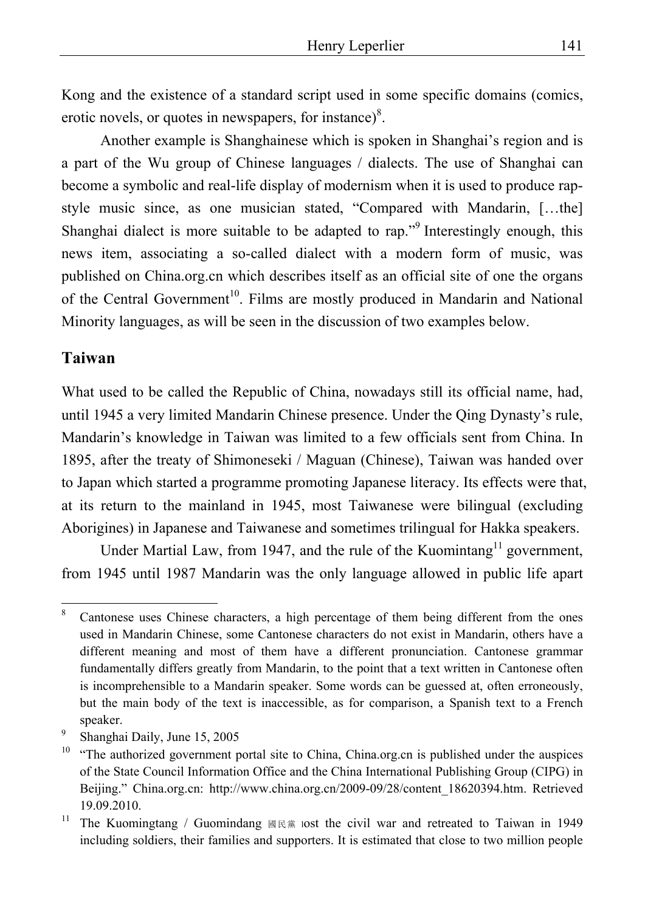Kong and the existence of a standard script used in some specific domains (comics, erotic novels, or quotes in newspapers, for instance)[8].

Another example is Shanghainese which is spoken in Shanghai's region and is a part of the Wu group of Chinese languages / dialects. The use of Shanghai can become a symbolic and real-life display of modernism when it is used to produce rap-style music since, as one musician stated, "Compared with Mandarin, […the] Shanghai dialect is more suitable to be adapted to rap."[9] Interestingly enough, this news item, associating a so-called dialect with a modern form of music, was published on China.org.cn which describes itself as an official site of one the organs of the Central Government[10]. Films are mostly produced in Mandarin and National Minority languages, as will be seen in the discussion of two examples below.

## Taiwan

What used to be called the Republic of China, nowadays still its official name, had, until 1945 a very limited Mandarin Chinese presence. Under the Qing Dynasty's rule, Mandarin's knowledge in Taiwan was limited to a few officials sent from China. In 1895, after the treaty of Shimoneseki / Maguan (Chinese), Taiwan was handed over to Japan which started a programme promoting Japanese literacy. Its effects were that, at its return to the mainland in 1945, most Taiwanese were bilingual (excluding Aborigines) in Japanese and Taiwanese and sometimes trilingual for Hakka speakers.

Under Martial Law, from 1947, and the rule of the Kuomintang[11] government, from 1945 until 1987 Mandarin was the only language allowed in public life apart

---

[8] Cantonese uses Chinese characters, a high percentage of them being different from the ones used in Mandarin Chinese, some Cantonese characters do not exist in Mandarin, others have a different meaning and most of them have a different pronunciation. Cantonese grammar fundamentally differs greatly from Mandarin, to the point that a text written in Cantonese often is incomprehensible to a Mandarin speaker. Some words can be guessed at, often erroneously, but the main body of the text is inaccessible, as for comparison, a Spanish text to a French speaker.

[9] Shanghai Daily, June 15, 2005

[10] "The authorized government portal site to China, China.org.cn is published under the auspices of the State Council Information Office and the China International Publishing Group (CIPG) in Beijing." China.org.cn: http://www.china.org.cn/2009-09/28/content_18620394.htm. Retrieved 19.09.2010.

[11] The Kuomingtang / Guomindang 國民黨 lost the civil war and retreated to Taiwan in 1949 including soldiers, their families and supporters. It is estimated that close to two million people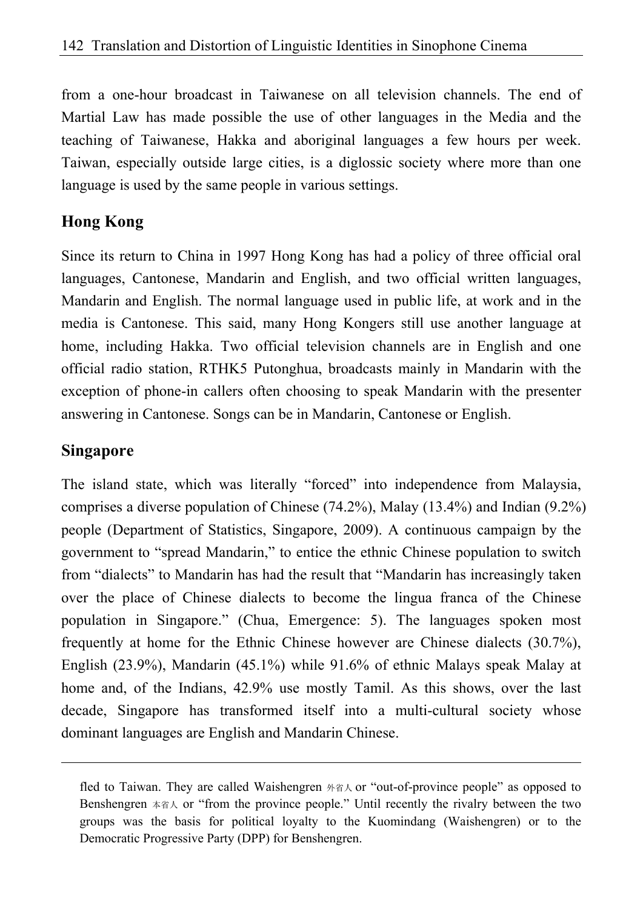from a one-hour broadcast in Taiwanese on all television channels. The end of Martial Law has made possible the use of other languages in the Media and the teaching of Taiwanese, Hakka and aboriginal languages a few hours per week. Taiwan, especially outside large cities, is a diglossic society where more than one language is used by the same people in various settings.

## Hong Kong

Since its return to China in 1997 Hong Kong has had a policy of three official oral languages, Cantonese, Mandarin and English, and two official written languages, Mandarin and English. The normal language used in public life, at work and in the media is Cantonese. This said, many Hong Kongers still use another language at home, including Hakka. Two official television channels are in English and one official radio station, RTHK5 Putonghua, broadcasts mainly in Mandarin with the exception of phone-in callers often choosing to speak Mandarin with the presenter answering in Cantonese. Songs can be in Mandarin, Cantonese or English.

## Singapore

The island state, which was literally "forced" into independence from Malaysia, comprises a diverse population of Chinese (74.2%), Malay (13.4%) and Indian (9.2%) people (Department of Statistics, Singapore, 2009). A continuous campaign by the government to "spread Mandarin," to entice the ethnic Chinese population to switch from "dialects" to Mandarin has had the result that "Mandarin has increasingly taken over the place of Chinese dialects to become the lingua franca of the Chinese population in Singapore." (Chua, Emergence: 5). The languages spoken most frequently at home for the Ethnic Chinese however are Chinese dialects (30.7%), English (23.9%), Mandarin (45.1%) while 91.6% of ethnic Malays speak Malay at home and, of the Indians, 42.9% use mostly Tamil. As this shows, over the last decade, Singapore has transformed itself into a multi-cultural society whose dominant languages are English and Mandarin Chinese.

---

fled to Taiwan. They are called Waishengren 外省人 or "out-of-province people" as opposed to Benshengren 本省人 or "from the province people." Until recently the rivalry between the two groups was the basis for political loyalty to the Kuomindang (Waishengren) or to the Democratic Progressive Party (DPP) for Benshengren.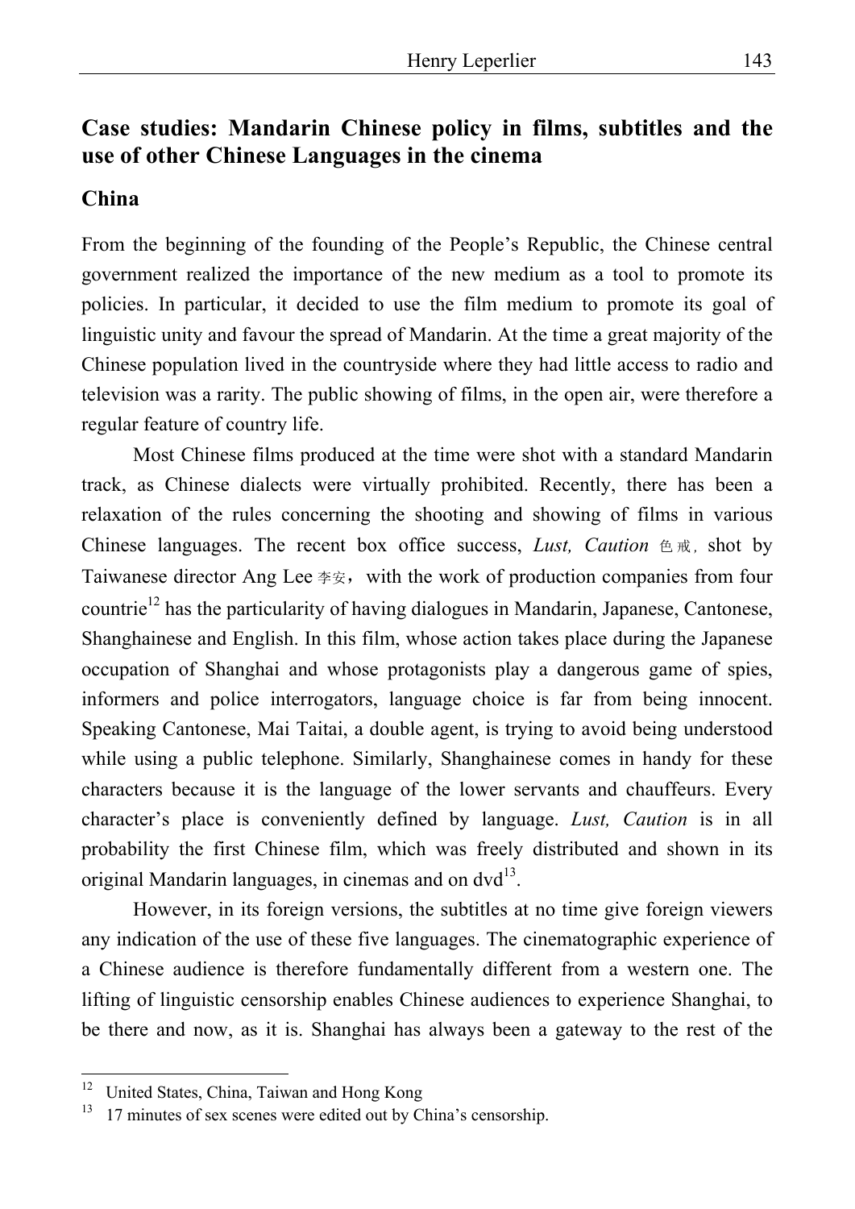## Case studies: Mandarin Chinese policy in films, subtitles and the use of other Chinese Languages in the cinema

### China

From the beginning of the founding of the People's Republic, the Chinese central government realized the importance of the new medium as a tool to promote its policies. In particular, it decided to use the film medium to promote its goal of linguistic unity and favour the spread of Mandarin. At the time a great majority of the Chinese population lived in the countryside where they had little access to radio and television was a rarity. The public showing of films, in the open air, were therefore a regular feature of country life.

Most Chinese films produced at the time were shot with a standard Mandarin track, as Chinese dialects were virtually prohibited. Recently, there has been a relaxation of the rules concerning the shooting and showing of films in various Chinese languages. The recent box office success, *Lust, Caution* 色戒, shot by Taiwanese director Ang Lee 李安, with the work of production companies from four countrie[12] has the particularity of having dialogues in Mandarin, Japanese, Cantonese, Shanghainese and English. In this film, whose action takes place during the Japanese occupation of Shanghai and whose protagonists play a dangerous game of spies, informers and police interrogators, language choice is far from being innocent. Speaking Cantonese, Mai Taitai, a double agent, is trying to avoid being understood while using a public telephone. Similarly, Shanghainese comes in handy for these characters because it is the language of the lower servants and chauffeurs. Every character's place is conveniently defined by language. *Lust, Caution* is in all probability the first Chinese film, which was freely distributed and shown in its original Mandarin languages, in cinemas and on dvd[13].

However, in its foreign versions, the subtitles at no time give foreign viewers any indication of the use of these five languages. The cinematographic experience of a Chinese audience is therefore fundamentally different from a western one. The lifting of linguistic censorship enables Chinese audiences to experience Shanghai, to be there and now, as it is. Shanghai has always been a gateway to the rest of the

---

[12] United States, China, Taiwan and Hong Kong

[13] 17 minutes of sex scenes were edited out by China's censorship.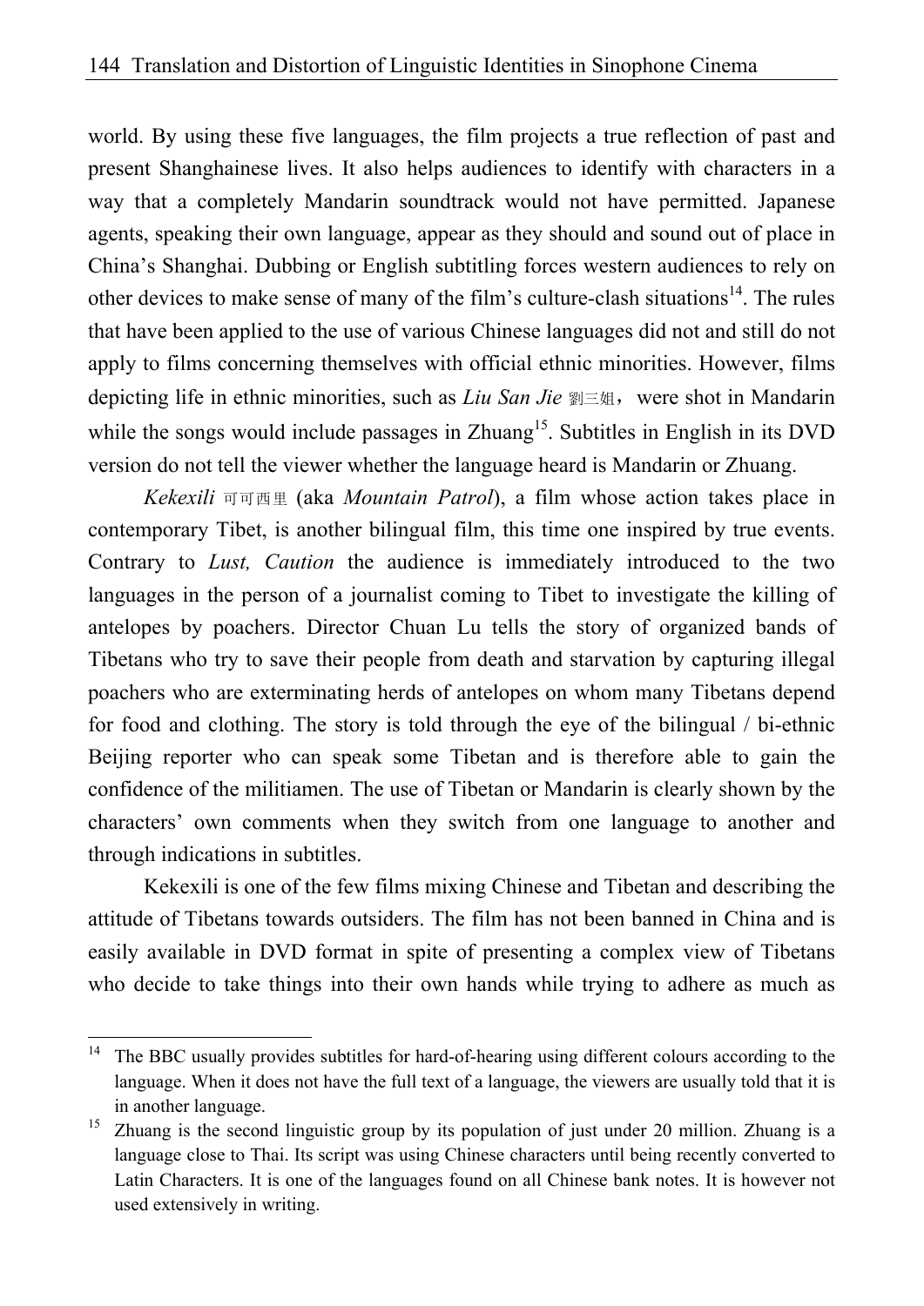world. By using these five languages, the film projects a true reflection of past and present Shanghainese lives. It also helps audiences to identify with characters in a way that a completely Mandarin soundtrack would not have permitted. Japanese agents, speaking their own language, appear as they should and sound out of place in China's Shanghai. Dubbing or English subtitling forces western audiences to rely on other devices to make sense of many of the film's culture-clash situations[14]. The rules that have been applied to the use of various Chinese languages did not and still do not apply to films concerning themselves with official ethnic minorities. However, films depicting life in ethnic minorities, such as *Liu San Jie* 劉三姐，were shot in Mandarin while the songs would include passages in Zhuang[15]. Subtitles in English in its DVD version do not tell the viewer whether the language heard is Mandarin or Zhuang.

*Kekexili* 可可西里 (aka *Mountain Patrol*), a film whose action takes place in contemporary Tibet, is another bilingual film, this time one inspired by true events. Contrary to *Lust, Caution* the audience is immediately introduced to the two languages in the person of a journalist coming to Tibet to investigate the killing of antelopes by poachers. Director Chuan Lu tells the story of organized bands of Tibetans who try to save their people from death and starvation by capturing illegal poachers who are exterminating herds of antelopes on whom many Tibetans depend for food and clothing. The story is told through the eye of the bilingual / bi-ethnic Beijing reporter who can speak some Tibetan and is therefore able to gain the confidence of the militiamen. The use of Tibetan or Mandarin is clearly shown by the characters' own comments when they switch from one language to another and through indications in subtitles.

Kekexili is one of the few films mixing Chinese and Tibetan and describing the attitude of Tibetans towards outsiders. The film has not been banned in China and is easily available in DVD format in spite of presenting a complex view of Tibetans who decide to take things into their own hands while trying to adhere as much as

---

[14] The BBC usually provides subtitles for hard-of-hearing using different colours according to the language. When it does not have the full text of a language, the viewers are usually told that it is in another language.

[15] Zhuang is the second linguistic group by its population of just under 20 million. Zhuang is a language close to Thai. Its script was using Chinese characters until being recently converted to Latin Characters. It is one of the languages found on all Chinese bank notes. It is however not used extensively in writing.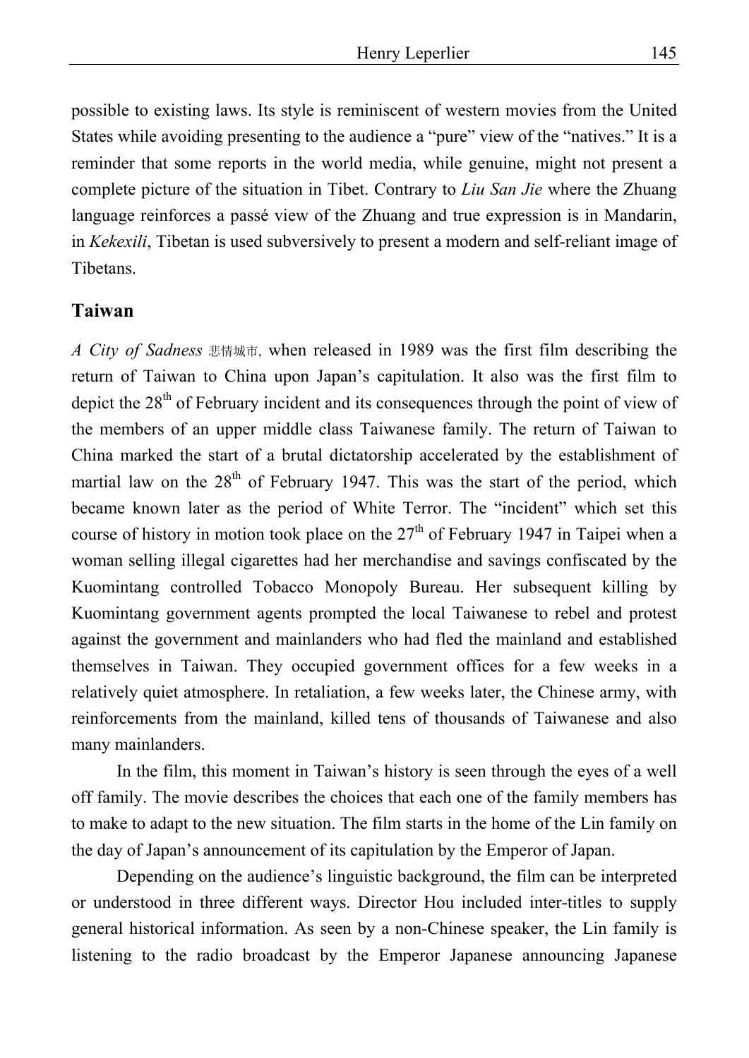possible to existing laws. Its style is reminiscent of western movies from the United States while avoiding presenting to the audience a "pure" view of the "natives." It is a reminder that some reports in the world media, while genuine, might not present a complete picture of the situation in Tibet. Contrary to *Liu San Jie* where the Zhuang language reinforces a passé view of the Zhuang and true expression is in Mandarin, in *Kekexili*, Tibetan is used subversively to present a modern and self-reliant image of Tibetans.

## Taiwan

*A City of Sadness* 悲情城市, when released in 1989 was the first film describing the return of Taiwan to China upon Japan's capitulation. It also was the first film to depict the 28th of February incident and its consequences through the point of view of the members of an upper middle class Taiwanese family. The return of Taiwan to China marked the start of a brutal dictatorship accelerated by the establishment of martial law on the 28th of February 1947. This was the start of the period, which became known later as the period of White Terror. The "incident" which set this course of history in motion took place on the 27th of February 1947 in Taipei when a woman selling illegal cigarettes had her merchandise and savings confiscated by the Kuomintang controlled Tobacco Monopoly Bureau. Her subsequent killing by Kuomintang government agents prompted the local Taiwanese to rebel and protest against the government and mainlanders who had fled the mainland and established themselves in Taiwan. They occupied government offices for a few weeks in a relatively quiet atmosphere. In retaliation, a few weeks later, the Chinese army, with reinforcements from the mainland, killed tens of thousands of Taiwanese and also many mainlanders.

In the film, this moment in Taiwan's history is seen through the eyes of a well off family. The movie describes the choices that each one of the family members has to make to adapt to the new situation. The film starts in the home of the Lin family on the day of Japan's announcement of its capitulation by the Emperor of Japan.

Depending on the audience's linguistic background, the film can be interpreted or understood in three different ways. Director Hou included inter-titles to supply general historical information. As seen by a non-Chinese speaker, the Lin family is listening to the radio broadcast by the Emperor Japanese announcing Japanese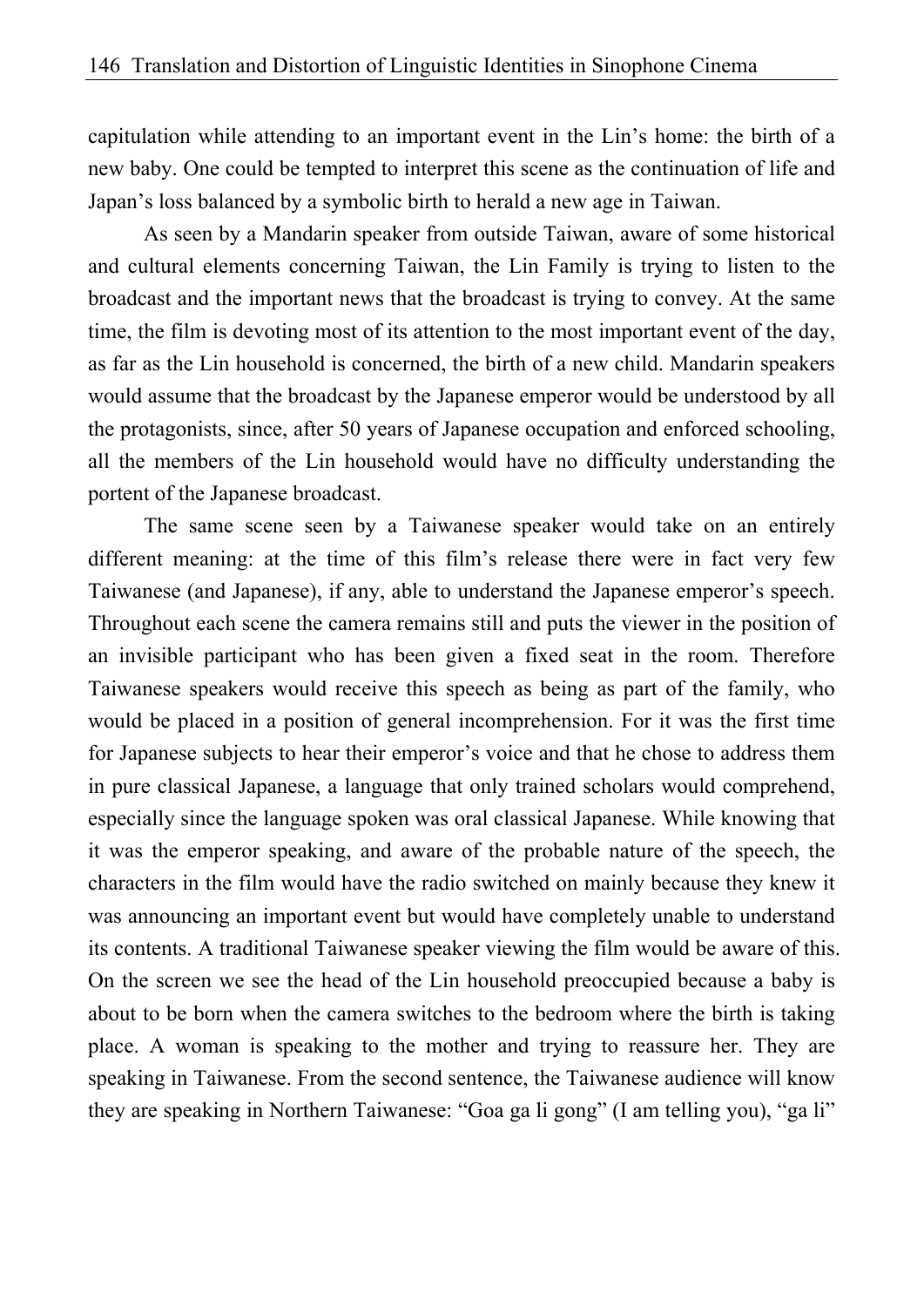capitulation while attending to an important event in the Lin's home: the birth of a new baby. One could be tempted to interpret this scene as the continuation of life and Japan's loss balanced by a symbolic birth to herald a new age in Taiwan.

As seen by a Mandarin speaker from outside Taiwan, aware of some historical and cultural elements concerning Taiwan, the Lin Family is trying to listen to the broadcast and the important news that the broadcast is trying to convey. At the same time, the film is devoting most of its attention to the most important event of the day, as far as the Lin household is concerned, the birth of a new child. Mandarin speakers would assume that the broadcast by the Japanese emperor would be understood by all the protagonists, since, after 50 years of Japanese occupation and enforced schooling, all the members of the Lin household would have no difficulty understanding the portent of the Japanese broadcast.

The same scene seen by a Taiwanese speaker would take on an entirely different meaning: at the time of this film's release there were in fact very few Taiwanese (and Japanese), if any, able to understand the Japanese emperor's speech. Throughout each scene the camera remains still and puts the viewer in the position of an invisible participant who has been given a fixed seat in the room. Therefore Taiwanese speakers would receive this speech as being as part of the family, who would be placed in a position of general incomprehension. For it was the first time for Japanese subjects to hear their emperor's voice and that he chose to address them in pure classical Japanese, a language that only trained scholars would comprehend, especially since the language spoken was oral classical Japanese. While knowing that it was the emperor speaking, and aware of the probable nature of the speech, the characters in the film would have the radio switched on mainly because they knew it was announcing an important event but would have completely unable to understand its contents. A traditional Taiwanese speaker viewing the film would be aware of this. On the screen we see the head of the Lin household preoccupied because a baby is about to be born when the camera switches to the bedroom where the birth is taking place. A woman is speaking to the mother and trying to reassure her. They are speaking in Taiwanese. From the second sentence, the Taiwanese audience will know they are speaking in Northern Taiwanese: "Goa ga li gong" (I am telling you), "ga li"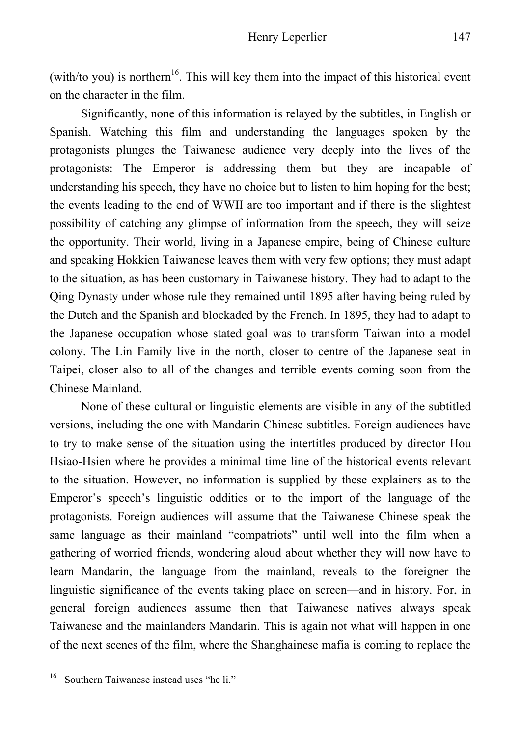(with/to you) is northern[16]. This will key them into the impact of this historical event on the character in the film.

Significantly, none of this information is relayed by the subtitles, in English or Spanish. Watching this film and understanding the languages spoken by the protagonists plunges the Taiwanese audience very deeply into the lives of the protagonists: The Emperor is addressing them but they are incapable of understanding his speech, they have no choice but to listen to him hoping for the best; the events leading to the end of WWII are too important and if there is the slightest possibility of catching any glimpse of information from the speech, they will seize the opportunity. Their world, living in a Japanese empire, being of Chinese culture and speaking Hokkien Taiwanese leaves them with very few options; they must adapt to the situation, as has been customary in Taiwanese history. They had to adapt to the Qing Dynasty under whose rule they remained until 1895 after having being ruled by the Dutch and the Spanish and blockaded by the French. In 1895, they had to adapt to the Japanese occupation whose stated goal was to transform Taiwan into a model colony. The Lin Family live in the north, closer to centre of the Japanese seat in Taipei, closer also to all of the changes and terrible events coming soon from the Chinese Mainland.

None of these cultural or linguistic elements are visible in any of the subtitled versions, including the one with Mandarin Chinese subtitles. Foreign audiences have to try to make sense of the situation using the intertitles produced by director Hou Hsiao-Hsien where he provides a minimal time line of the historical events relevant to the situation. However, no information is supplied by these explainers as to the Emperor's speech's linguistic oddities or to the import of the language of the protagonists. Foreign audiences will assume that the Taiwanese Chinese speak the same language as their mainland "compatriots" until well into the film when a gathering of worried friends, wondering aloud about whether they will now have to learn Mandarin, the language from the mainland, reveals to the foreigner the linguistic significance of the events taking place on screen—and in history. For, in general foreign audiences assume then that Taiwanese natives always speak Taiwanese and the mainlanders Mandarin. This is again not what will happen in one of the next scenes of the film, where the Shanghainese mafia is coming to replace the

---

[16] Southern Taiwanese instead uses "he li."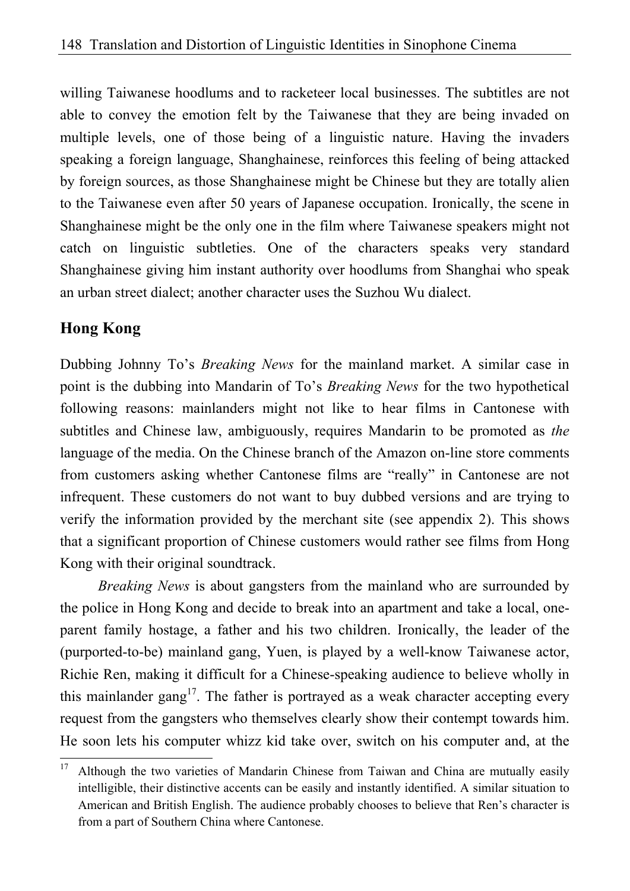willing Taiwanese hoodlums and to racketeer local businesses. The subtitles are not able to convey the emotion felt by the Taiwanese that they are being invaded on multiple levels, one of those being of a linguistic nature. Having the invaders speaking a foreign language, Shanghainese, reinforces this feeling of being attacked by foreign sources, as those Shanghainese might be Chinese but they are totally alien to the Taiwanese even after 50 years of Japanese occupation. Ironically, the scene in Shanghainese might be the only one in the film where Taiwanese speakers might not catch on linguistic subtleties. One of the characters speaks very standard Shanghainese giving him instant authority over hoodlums from Shanghai who speak an urban street dialect; another character uses the Suzhou Wu dialect.

## Hong Kong

Dubbing Johnny To's *Breaking News* for the mainland market. A similar case in point is the dubbing into Mandarin of To's *Breaking News* for the two hypothetical following reasons: mainlanders might not like to hear films in Cantonese with subtitles and Chinese law, ambiguously, requires Mandarin to be promoted as *the* language of the media. On the Chinese branch of the Amazon on-line store comments from customers asking whether Cantonese films are "really" in Cantonese are not infrequent. These customers do not want to buy dubbed versions and are trying to verify the information provided by the merchant site (see appendix 2). This shows that a significant proportion of Chinese customers would rather see films from Hong Kong with their original soundtrack.

*Breaking News* is about gangsters from the mainland who are surrounded by the police in Hong Kong and decide to break into an apartment and take a local, one-parent family hostage, a father and his two children. Ironically, the leader of the (purported-to-be) mainland gang, Yuen, is played by a well-know Taiwanese actor, Richie Ren, making it difficult for a Chinese-speaking audience to believe wholly in this mainlander gang[17]. The father is portrayed as a weak character accepting every request from the gangsters who themselves clearly show their contempt towards him. He soon lets his computer whizz kid take over, switch on his computer and, at the

[17] Although the two varieties of Mandarin Chinese from Taiwan and China are mutually easily intelligible, their distinctive accents can be easily and instantly identified. A similar situation to American and British English. The audience probably chooses to believe that Ren's character is from a part of Southern China where Cantonese.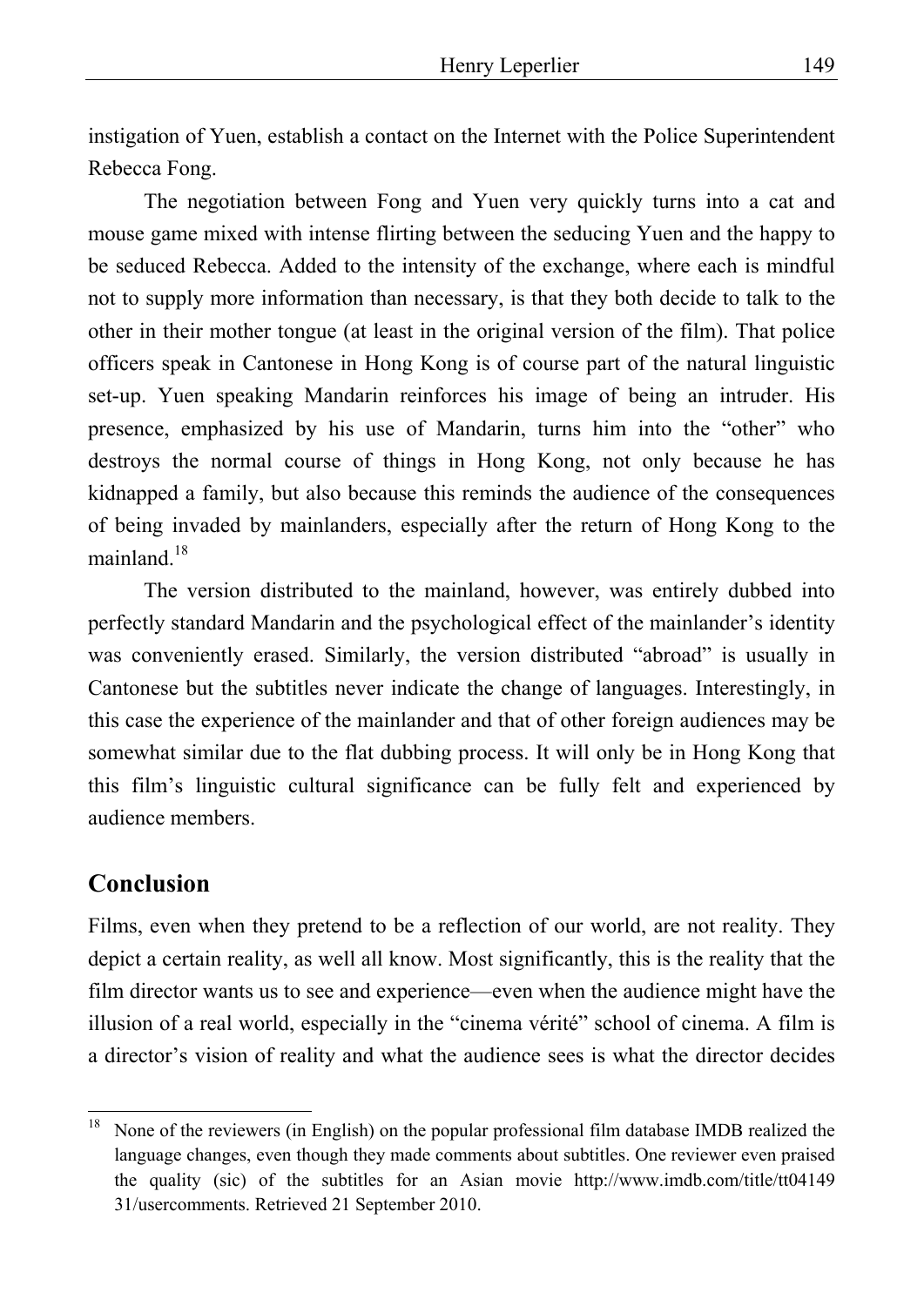instigation of Yuen, establish a contact on the Internet with the Police Superintendent Rebecca Fong.

The negotiation between Fong and Yuen very quickly turns into a cat and mouse game mixed with intense flirting between the seducing Yuen and the happy to be seduced Rebecca. Added to the intensity of the exchange, where each is mindful not to supply more information than necessary, is that they both decide to talk to the other in their mother tongue (at least in the original version of the film). That police officers speak in Cantonese in Hong Kong is of course part of the natural linguistic set-up. Yuen speaking Mandarin reinforces his image of being an intruder. His presence, emphasized by his use of Mandarin, turns him into the "other" who destroys the normal course of things in Hong Kong, not only because he has kidnapped a family, but also because this reminds the audience of the consequences of being invaded by mainlanders, especially after the return of Hong Kong to the mainland.[18]

The version distributed to the mainland, however, was entirely dubbed into perfectly standard Mandarin and the psychological effect of the mainlander's identity was conveniently erased. Similarly, the version distributed "abroad" is usually in Cantonese but the subtitles never indicate the change of languages. Interestingly, in this case the experience of the mainlander and that of other foreign audiences may be somewhat similar due to the flat dubbing process. It will only be in Hong Kong that this film's linguistic cultural significance can be fully felt and experienced by audience members.

## Conclusion

Films, even when they pretend to be a reflection of our world, are not reality. They depict a certain reality, as well all know. Most significantly, this is the reality that the film director wants us to see and experience—even when the audience might have the illusion of a real world, especially in the "cinema vérité" school of cinema. A film is a director's vision of reality and what the audience sees is what the director decides

---

[18] None of the reviewers (in English) on the popular professional film database IMDB realized the language changes, even though they made comments about subtitles. One reviewer even praised the quality (sic) of the subtitles for an Asian movie http://www.imdb.com/title/tt0414931/usercomments. Retrieved 21 September 2010.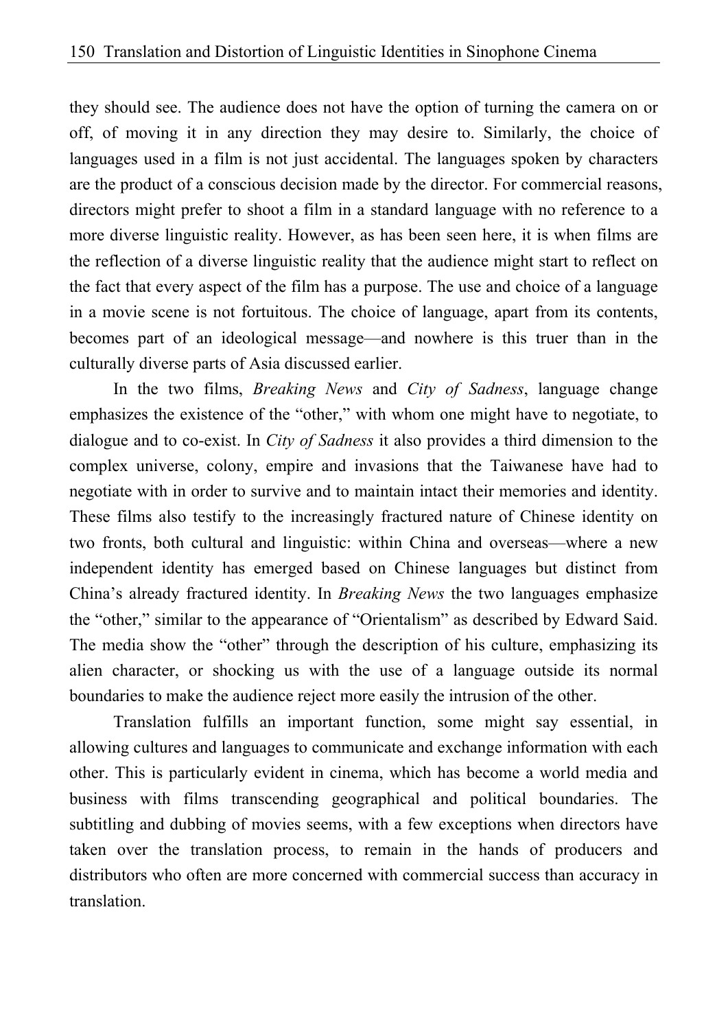they should see. The audience does not have the option of turning the camera on or off, of moving it in any direction they may desire to. Similarly, the choice of languages used in a film is not just accidental. The languages spoken by characters are the product of a conscious decision made by the director. For commercial reasons, directors might prefer to shoot a film in a standard language with no reference to a more diverse linguistic reality. However, as has been seen here, it is when films are the reflection of a diverse linguistic reality that the audience might start to reflect on the fact that every aspect of the film has a purpose. The use and choice of a language in a movie scene is not fortuitous. The choice of language, apart from its contents, becomes part of an ideological message—and nowhere is this truer than in the culturally diverse parts of Asia discussed earlier.

In the two films, *Breaking News* and *City of Sadness*, language change emphasizes the existence of the "other," with whom one might have to negotiate, to dialogue and to co-exist. In *City of Sadness* it also provides a third dimension to the complex universe, colony, empire and invasions that the Taiwanese have had to negotiate with in order to survive and to maintain intact their memories and identity. These films also testify to the increasingly fractured nature of Chinese identity on two fronts, both cultural and linguistic: within China and overseas—where a new independent identity has emerged based on Chinese languages but distinct from China's already fractured identity. In *Breaking News* the two languages emphasize the "other," similar to the appearance of "Orientalism" as described by Edward Said. The media show the "other" through the description of his culture, emphasizing its alien character, or shocking us with the use of a language outside its normal boundaries to make the audience reject more easily the intrusion of the other.

Translation fulfills an important function, some might say essential, in allowing cultures and languages to communicate and exchange information with each other. This is particularly evident in cinema, which has become a world media and business with films transcending geographical and political boundaries. The subtitling and dubbing of movies seems, with a few exceptions when directors have taken over the translation process, to remain in the hands of producers and distributors who often are more concerned with commercial success than accuracy in translation.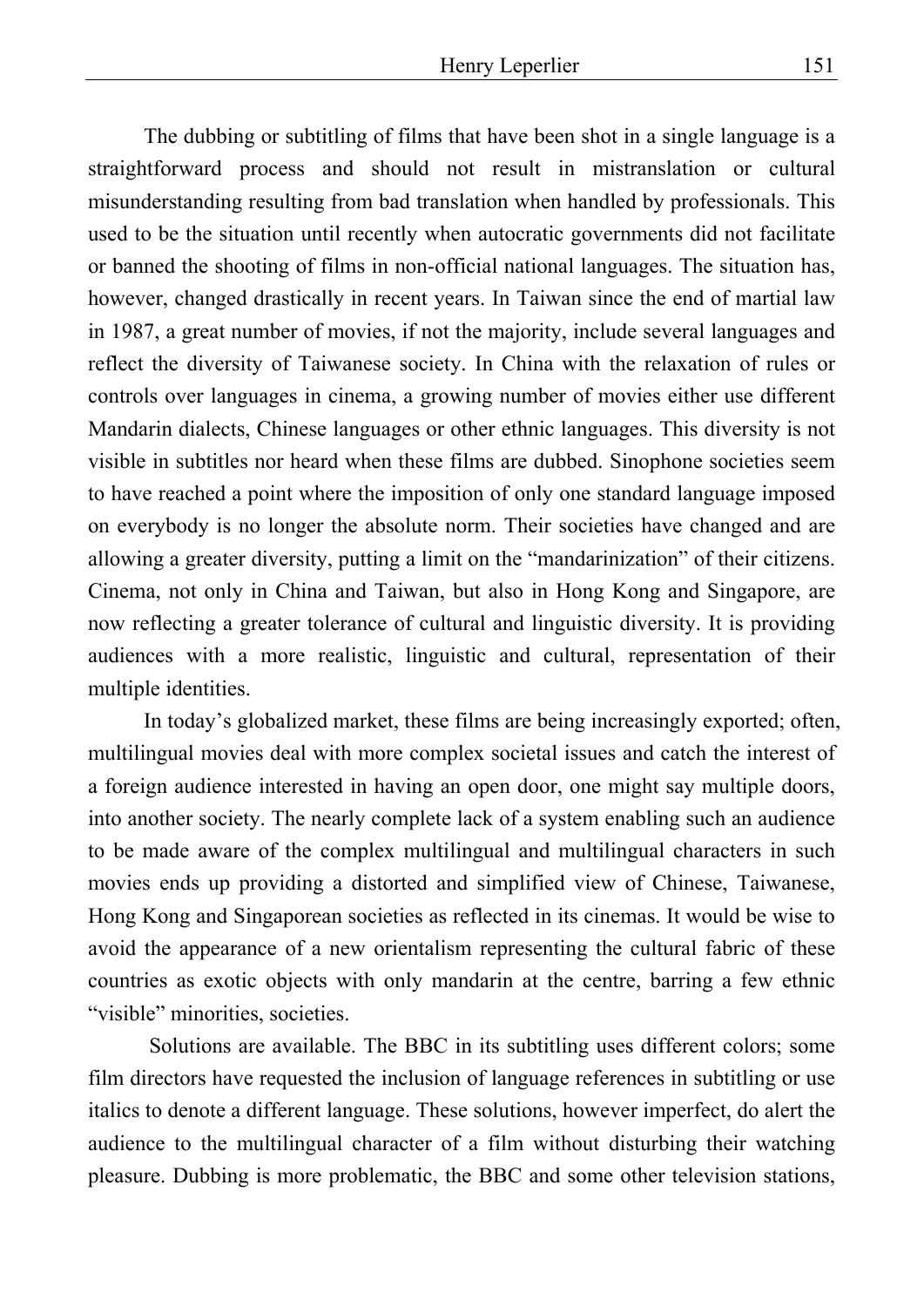The dubbing or subtitling of films that have been shot in a single language is a straightforward process and should not result in mistranslation or cultural misunderstanding resulting from bad translation when handled by professionals. This used to be the situation until recently when autocratic governments did not facilitate or banned the shooting of films in non-official national languages. The situation has, however, changed drastically in recent years. In Taiwan since the end of martial law in 1987, a great number of movies, if not the majority, include several languages and reflect the diversity of Taiwanese society. In China with the relaxation of rules or controls over languages in cinema, a growing number of movies either use different Mandarin dialects, Chinese languages or other ethnic languages. This diversity is not visible in subtitles nor heard when these films are dubbed. Sinophone societies seem to have reached a point where the imposition of only one standard language imposed on everybody is no longer the absolute norm. Their societies have changed and are allowing a greater diversity, putting a limit on the "mandarinization" of their citizens. Cinema, not only in China and Taiwan, but also in Hong Kong and Singapore, are now reflecting a greater tolerance of cultural and linguistic diversity. It is providing audiences with a more realistic, linguistic and cultural, representation of their multiple identities.

In today's globalized market, these films are being increasingly exported; often, multilingual movies deal with more complex societal issues and catch the interest of a foreign audience interested in having an open door, one might say multiple doors, into another society. The nearly complete lack of a system enabling such an audience to be made aware of the complex multilingual and multilingual characters in such movies ends up providing a distorted and simplified view of Chinese, Taiwanese, Hong Kong and Singaporean societies as reflected in its cinemas. It would be wise to avoid the appearance of a new orientalism representing the cultural fabric of these countries as exotic objects with only mandarin at the centre, barring a few ethnic "visible" minorities, societies.

Solutions are available. The BBC in its subtitling uses different colors; some film directors have requested the inclusion of language references in subtitling or use italics to denote a different language. These solutions, however imperfect, do alert the audience to the multilingual character of a film without disturbing their watching pleasure. Dubbing is more problematic, the BBC and some other television stations,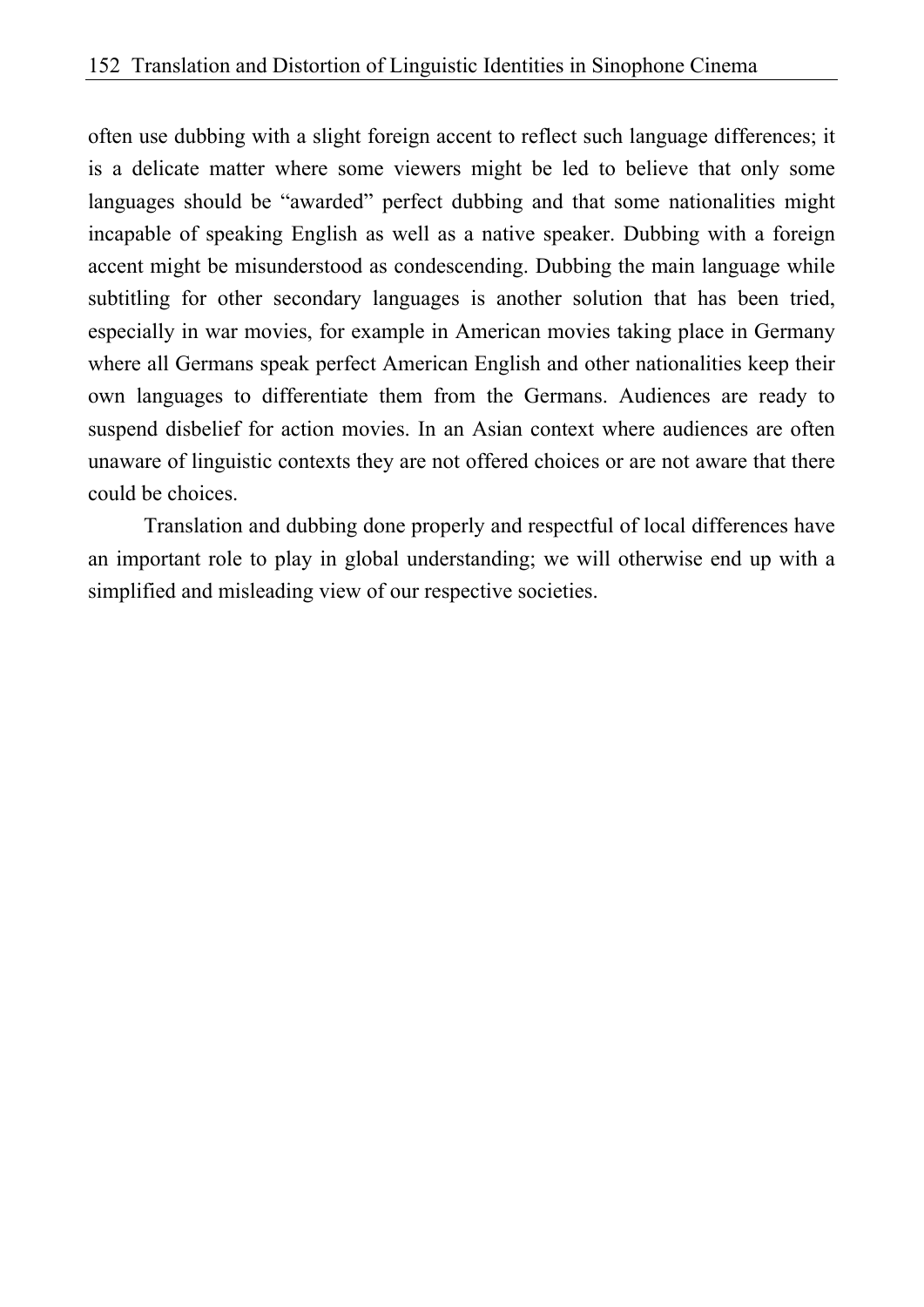often use dubbing with a slight foreign accent to reflect such language differences; it is a delicate matter where some viewers might be led to believe that only some languages should be "awarded" perfect dubbing and that some nationalities might incapable of speaking English as well as a native speaker. Dubbing with a foreign accent might be misunderstood as condescending. Dubbing the main language while subtitling for other secondary languages is another solution that has been tried, especially in war movies, for example in American movies taking place in Germany where all Germans speak perfect American English and other nationalities keep their own languages to differentiate them from the Germans. Audiences are ready to suspend disbelief for action movies. In an Asian context where audiences are often unaware of linguistic contexts they are not offered choices or are not aware that there could be choices.

Translation and dubbing done properly and respectful of local differences have an important role to play in global understanding; we will otherwise end up with a simplified and misleading view of our respective societies.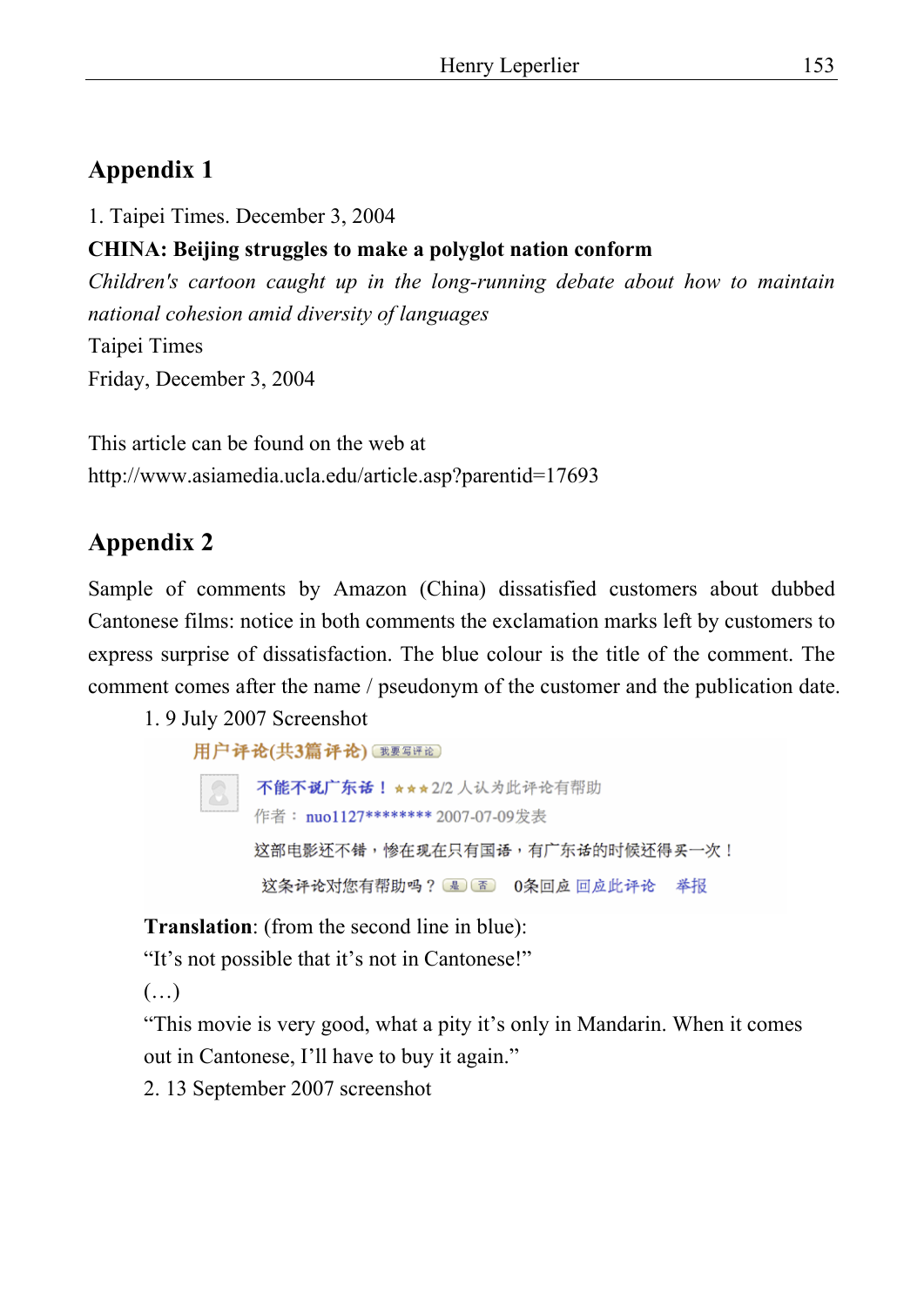## Appendix 1

1. Taipei Times. December 3, 2004

**CHINA: Beijing struggles to make a polyglot nation conform**

*Children's cartoon caught up in the long-running debate about how to maintain national cohesion amid diversity of languages*

Taipei Times

Friday, December 3, 2004

This article can be found on the web at http://www.asiamedia.ucla.edu/article.asp?parentid=17693

## Appendix 2

Sample of comments by Amazon (China) dissatisfied customers about dubbed Cantonese films: notice in both comments the exclamation marks left by customers to express surprise of dissatisfaction. The blue colour is the title of the comment. The comment comes after the name / pseudonym of the customer and the publication date.

1. 9 July 2007 Screenshot

用户评论(共3篇评论) 我要写评论

不能不说广东话！ ★★★2/2 人认为此评论有帮助

作者： nuo1127******** 2007-07-09发表

这部电影还不错，惨在现在只有国语，有广东话的时候还得买一次！

这条评论对您有帮助吗？ 是 否 0条回应 回应此评论 举报

**Translation**: (from the second line in blue):

"It's not possible that it's not in Cantonese!"

(…)

"This movie is very good, what a pity it's only in Mandarin. When it comes out in Cantonese, I'll have to buy it again."

2. 13 September 2007 screenshot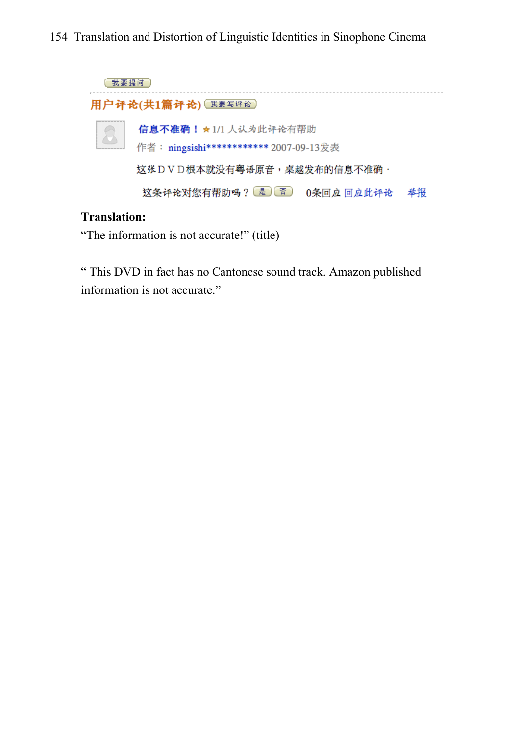我要提问

用户评论(共1篇评论) 我要写评论

**信息不准确！** ★ 1/1 人认为此评论有帮助

作者： ningsishi************ 2007-09-13发表

这张ＤＶＤ根本就没有粤语原音，卓越发布的信息不准确·

这条评论对您有帮助吗？ 是 否  0条回应 回应此评论  举报

**Translation:**

"The information is not accurate!" (title)

" This DVD in fact has no Cantonese sound track. Amazon published information is not accurate."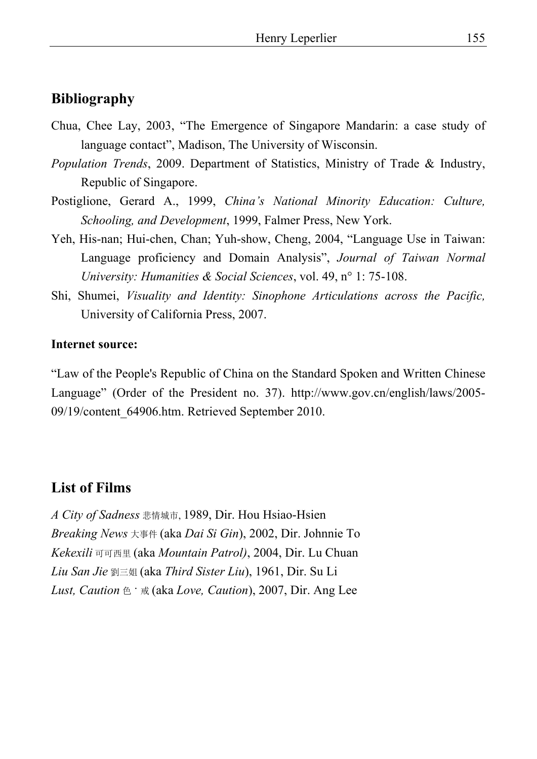## Bibliography

Chua, Chee Lay, 2003, "The Emergence of Singapore Mandarin: a case study of language contact", Madison, The University of Wisconsin.

*Population Trends*, 2009. Department of Statistics, Ministry of Trade & Industry, Republic of Singapore.

Postiglione, Gerard A., 1999, *China's National Minority Education: Culture, Schooling, and Development*, 1999, Falmer Press, New York.

Yeh, His-nan; Hui-chen, Chan; Yuh-show, Cheng, 2004, "Language Use in Taiwan: Language proficiency and Domain Analysis", *Journal of Taiwan Normal University: Humanities & Social Sciences*, vol. 49, n° 1: 75-108.

Shi, Shumei, *Visuality and Identity: Sinophone Articulations across the Pacific,* University of California Press, 2007.

**Internet source:**

"Law of the People's Republic of China on the Standard Spoken and Written Chinese Language" (Order of the President no. 37). http://www.gov.cn/english/laws/2005-09/19/content_64906.htm. Retrieved September 2010.

## List of Films

*A City of Sadness* 悲情城市, 1989, Dir. Hou Hsiao-Hsien

*Breaking News* 大事件 (aka *Dai Si Gin*), 2002, Dir. Johnnie To

*Kekexili* 可可西里 (aka *Mountain Patrol)*, 2004, Dir. Lu Chuan

*Liu San Jie* 劉三姐 (aka *Third Sister Liu*), 1961, Dir. Su Li

*Lust, Caution* 色˙戒 (aka *Love, Caution*), 2007, Dir. Ang Lee